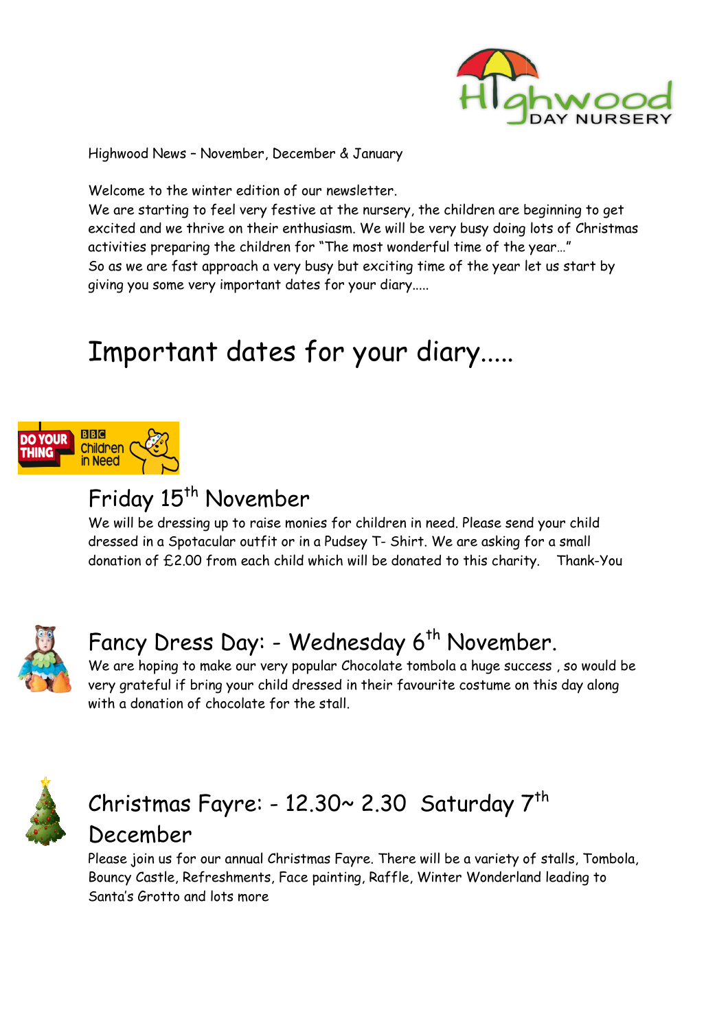Highwood News – November, December & January

Welcome to the winter edition of our newsletter.
We are starting to feel very festive at the nursery, the children are beginning to get excited and we thrive on their enthusiasm. We will be very busy doing lots of Christmas activities preparing the children for "The most wonderful time of the year…"
So as we are fast approach a very busy but exciting time of the year let us start by giving you some very important dates for your diary…..

# Important dates for your diary…..

## Friday 15th November

We will be dressing up to raise monies for children in need. Please send your child dressed in a Spotacular outfit or in a Pudsey T- Shirt. We are asking for a small donation of £2.00 from each child which will be donated to this charity.   Thank-You

## Fancy Dress Day: - Wednesday 6th November.

We are hoping to make our very popular Chocolate tombola a huge success , so would be very grateful if bring your child dressed in their favourite costume on this day along with a donation of chocolate for the stall.

## Christmas Fayre: - 12.30~ 2.30 Saturday 7th December

Please join us for our annual Christmas Fayre. There will be a variety of stalls, Tombola, Bouncy Castle, Refreshments, Face painting, Raffle, Winter Wonderland leading to Santa's Grotto and lots more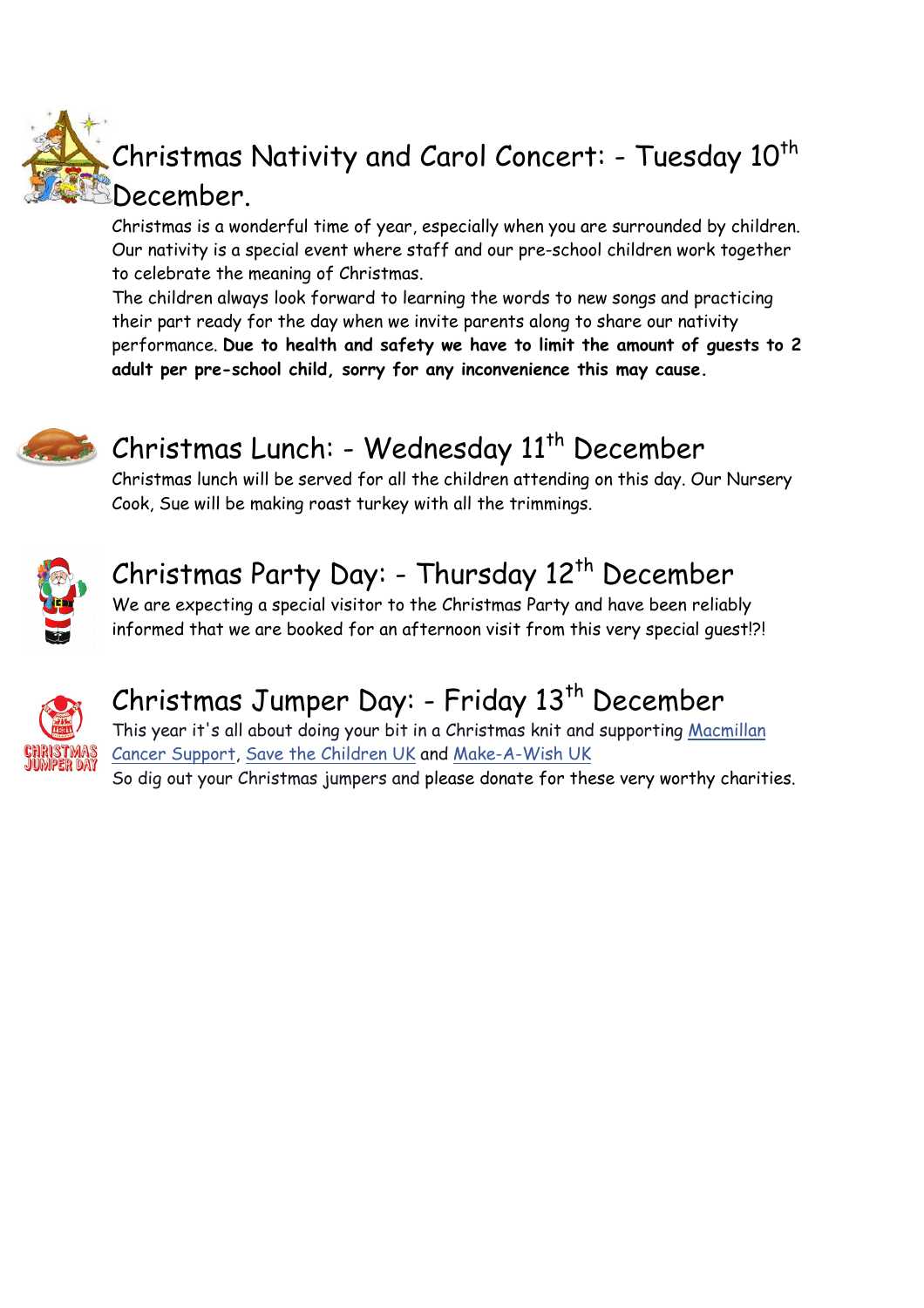## Christmas Nativity and Carol Concert: - Tuesday 10th December.

Christmas is a wonderful time of year, especially when you are surrounded by children. Our nativity is a special event where staff and our pre-school children work together to celebrate the meaning of Christmas.

The children always look forward to learning the words to new songs and practicing their part ready for the day when we invite parents along to share our nativity performance. **Due to health and safety we have to limit the amount of guests to 2 adult per pre-school child, sorry for any inconvenience this may cause.**

## Christmas Lunch: - Wednesday 11th December

Christmas lunch will be served for all the children attending on this day. Our Nursery Cook, Sue will be making roast turkey with all the trimmings.

## Christmas Party Day: - Thursday 12th December

We are expecting a special visitor to the Christmas Party and have been reliably informed that we are booked for an afternoon visit from this very special guest!?!

## Christmas Jumper Day: - Friday 13th December

This year it's all about doing your bit in a Christmas knit and supporting Macmillan Cancer Support, Save the Children UK and Make-A-Wish UK

So dig out your Christmas jumpers and please donate for these very worthy charities.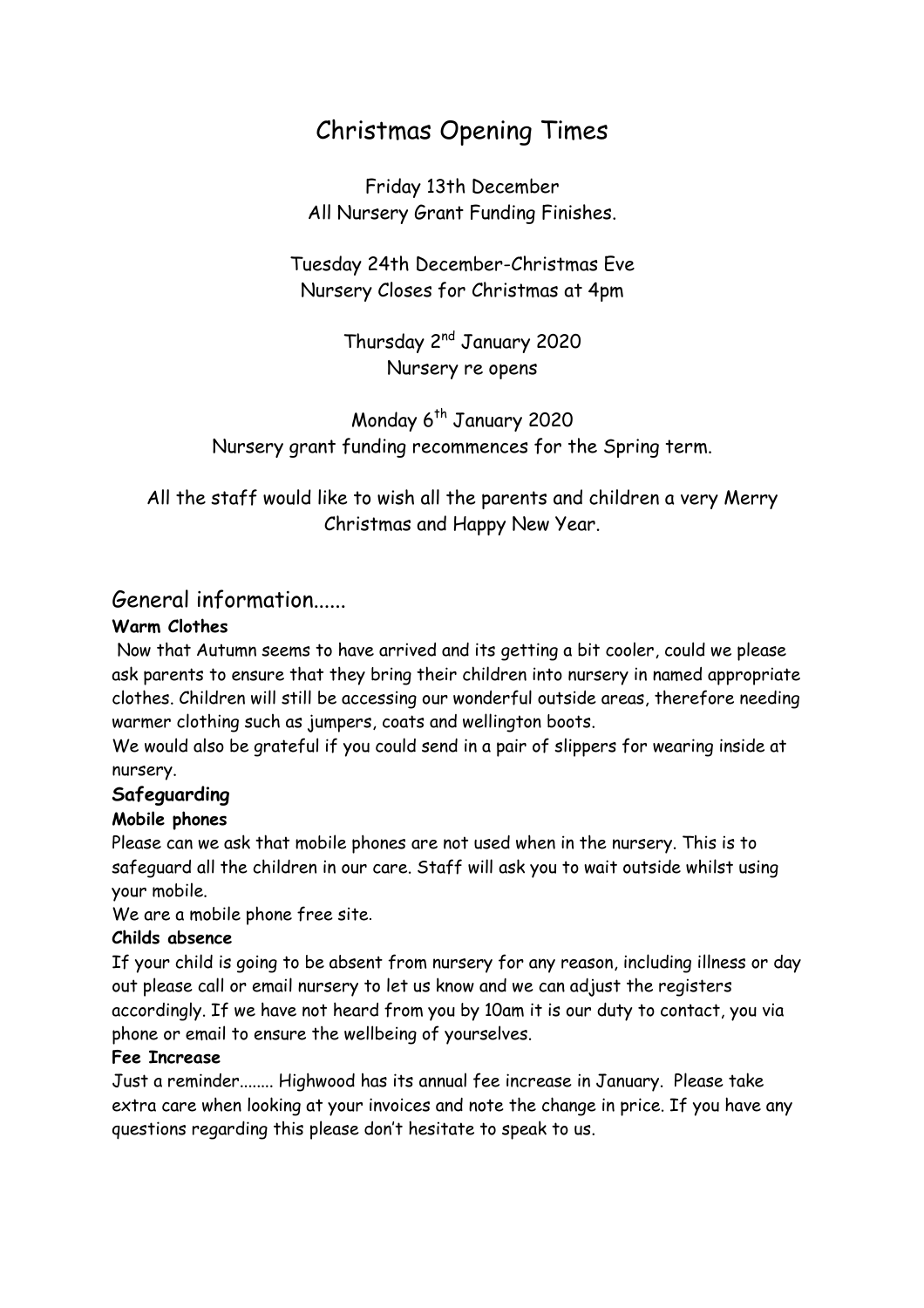# Christmas Opening Times

Friday 13th December
All Nursery Grant Funding Finishes.

Tuesday 24th December-Christmas Eve
Nursery Closes for Christmas at 4pm

Thursday 2nd January 2020
Nursery re opens

Monday 6th January 2020
Nursery grant funding recommences for the Spring term.

All the staff would like to wish all the parents and children a very Merry Christmas and Happy New Year.

## General information......

**Warm Clothes**

Now that Autumn seems to have arrived and its getting a bit cooler, could we please ask parents to ensure that they bring their children into nursery in named appropriate clothes. Children will still be accessing our wonderful outside areas, therefore needing warmer clothing such as jumpers, coats and wellington boots.

We would also be grateful if you could send in a pair of slippers for wearing inside at nursery.

**Safeguarding**

**Mobile phones**

Please can we ask that mobile phones are not used when in the nursery. This is to safeguard all the children in our care. Staff will ask you to wait outside whilst using your mobile.

We are a mobile phone free site.

**Childs absence**

If your child is going to be absent from nursery for any reason, including illness or day out please call or email nursery to let us know and we can adjust the registers accordingly. If we have not heard from you by 10am it is our duty to contact, you via phone or email to ensure the wellbeing of yourselves.

**Fee Increase**

Just a reminder........ Highwood has its annual fee increase in January. Please take extra care when looking at your invoices and note the change in price. If you have any questions regarding this please don't hesitate to speak to us.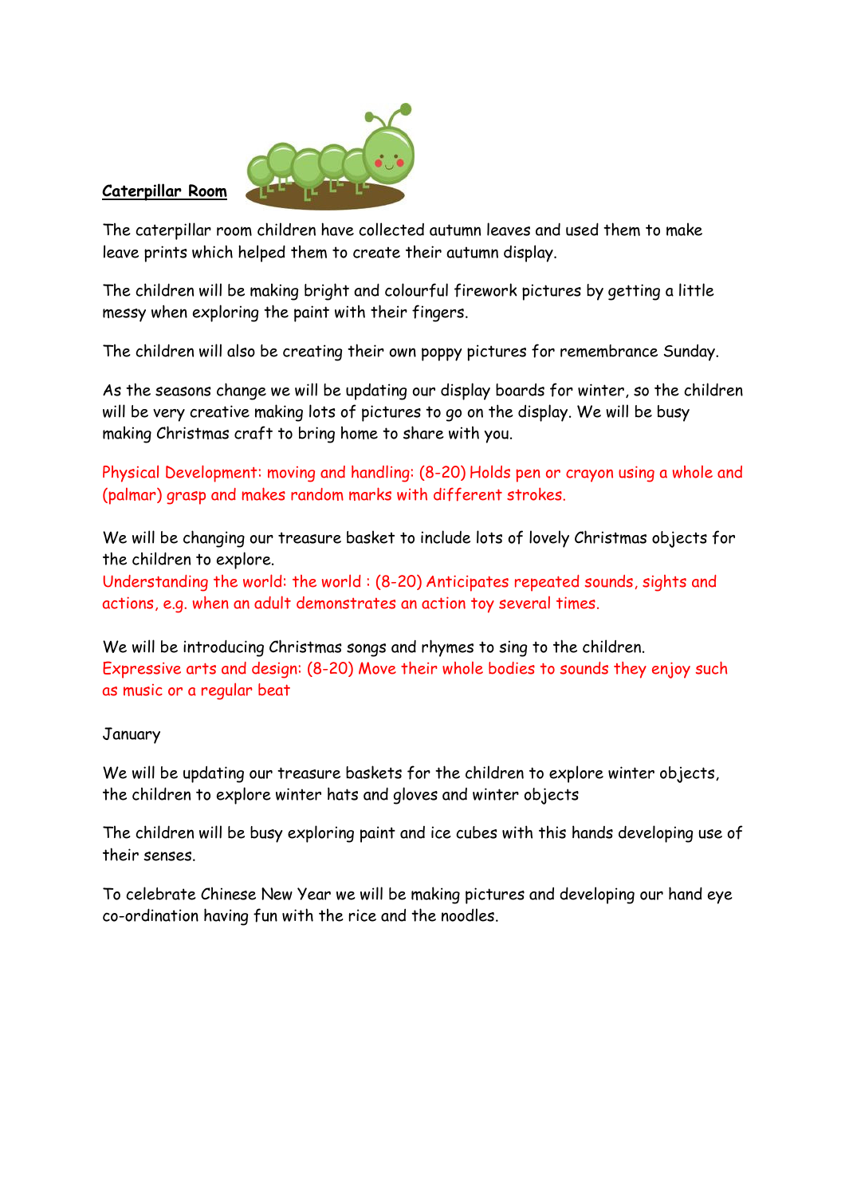**Caterpillar Room**

The caterpillar room children have collected autumn leaves and used them to make leave prints which helped them to create their autumn display.

The children will be making bright and colourful firework pictures by getting a little messy when exploring the paint with their fingers.

The children will also be creating their own poppy pictures for remembrance Sunday.

As the seasons change we will be updating our display boards for winter, so the children will be very creative making lots of pictures to go on the display. We will be busy making Christmas craft to bring home to share with you.

Physical Development: moving and handling: (8-20) Holds pen or crayon using a whole and (palmar) grasp and makes random marks with different strokes.

We will be changing our treasure basket to include lots of lovely Christmas objects for the children to explore.
Understanding the world: the world : (8-20) Anticipates repeated sounds, sights and actions, e.g. when an adult demonstrates an action toy several times.

We will be introducing Christmas songs and rhymes to sing to the children.
Expressive arts and design: (8-20) Move their whole bodies to sounds they enjoy such as music or a regular beat

January

We will be updating our treasure baskets for the children to explore winter objects, the children to explore winter hats and gloves and winter objects

The children will be busy exploring paint and ice cubes with this hands developing use of their senses.

To celebrate Chinese New Year we will be making pictures and developing our hand eye co-ordination having fun with the rice and the noodles.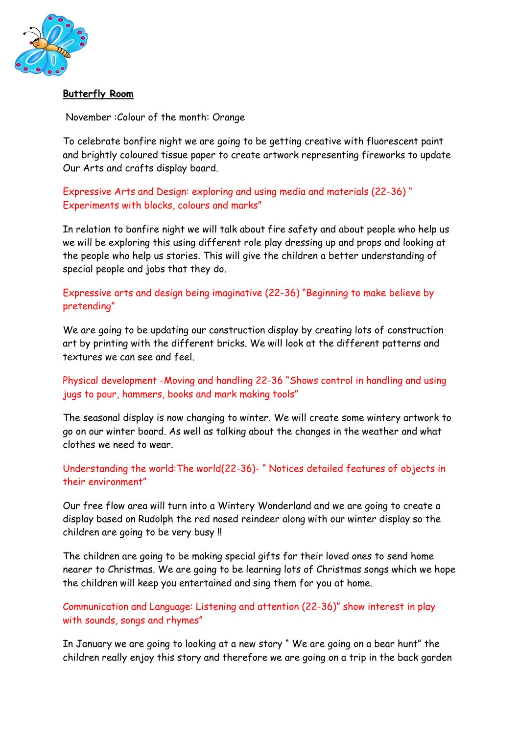**Butterfly Room**

November :Colour of the month: Orange

To celebrate bonfire night we are going to be getting creative with fluorescent paint and brightly coloured tissue paper to create artwork representing fireworks to update Our Arts and crafts display board.

Expressive Arts and Design: exploring and using media and materials (22-36) " Experiments with blocks, colours and marks"

In relation to bonfire night we will talk about fire safety and about people who help us we will be exploring this using different role play dressing up and props and looking at the people who help us stories. This will give the children a better understanding of special people and jobs that they do.

Expressive arts and design being imaginative (22-36) "Beginning to make believe by pretending"

We are going to be updating our construction display by creating lots of construction art by printing with the different bricks. We will look at the different patterns and textures we can see and feel.

Physical development -Moving and handling 22-36 "Shows control in handling and using jugs to pour, hammers, books and mark making tools"

The seasonal display is now changing to winter. We will create some wintery artwork to go on our winter board. As well as talking about the changes in the weather and what clothes we need to wear.

Understanding the world:The world(22-36)- " Notices detailed features of objects in their environment"

Our free flow area will turn into a Wintery Wonderland and we are going to create a display based on Rudolph the red nosed reindeer along with our winter display so the children are going to be very busy !!

The children are going to be making special gifts for their loved ones to send home nearer to Christmas. We are going to be learning lots of Christmas songs which we hope the children will keep you entertained and sing them for you at home.

Communication and Language: Listening and attention (22-36)" show interest in play with sounds, songs and rhymes"

In January we are going to looking at a new story " We are going on a bear hunt" the children really enjoy this story and therefore we are going on a trip in the back garden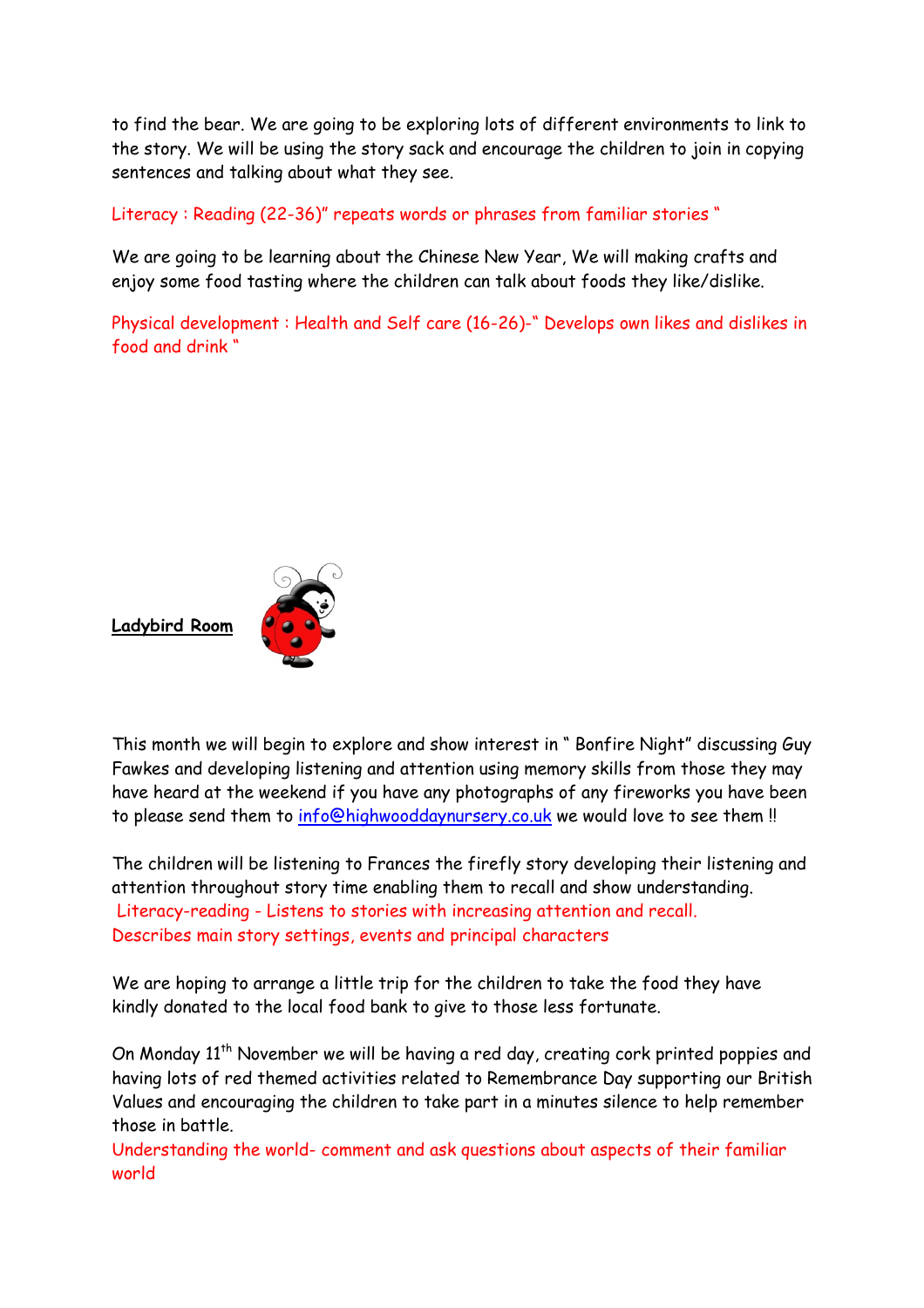to find the bear. We are going to be exploring lots of different environments to link to the story. We will be using the story sack and encourage the children to join in copying sentences and talking about what they see.

Literacy : Reading (22-36)" repeats words or phrases from familiar stories "

We are going to be learning about the Chinese New Year, We will making crafts and enjoy some food tasting where the children can talk about foods they like/dislike.

Physical development : Health and Self care (16-26)-" Develops own likes and dislikes in food and drink "

**Ladybird Room**

This month we will begin to explore and show interest in " Bonfire Night" discussing Guy Fawkes and developing listening and attention using memory skills from those they may have heard at the weekend if you have any photographs of any fireworks you have been to please send them to info@highwooddaynursery.co.uk we would love to see them !!

The children will be listening to Frances the firefly story developing their listening and attention throughout story time enabling them to recall and show understanding.
Literacy-reading - Listens to stories with increasing attention and recall.
Describes main story settings, events and principal characters

We are hoping to arrange a little trip for the children to take the food they have kindly donated to the local food bank to give to those less fortunate.

On Monday 11th November we will be having a red day, creating cork printed poppies and having lots of red themed activities related to Remembrance Day supporting our British Values and encouraging the children to take part in a minutes silence to help remember those in battle.
Understanding the world- comment and ask questions about aspects of their familiar world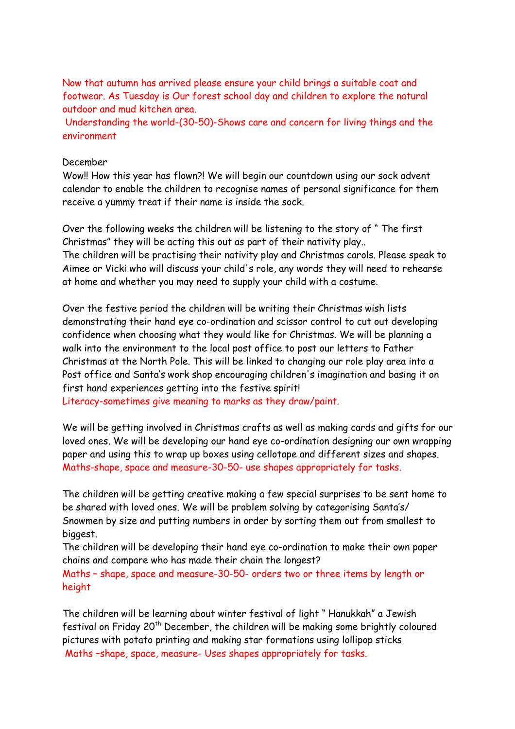Now that autumn has arrived please ensure your child brings a suitable coat and footwear. As Tuesday is Our forest school day and children to explore the natural outdoor and mud kitchen area.

Understanding the world-(30-50)-Shows care and concern for living things and the environment

December

Wow!! How this year has flown?! We will begin our countdown using our sock advent calendar to enable the children to recognise names of personal significance for them receive a yummy treat if their name is inside the sock.

Over the following weeks the children will be listening to the story of " The first Christmas" they will be acting this out as part of their nativity play..
The children will be practising their nativity play and Christmas carols. Please speak to Aimee or Vicki who will discuss your child's role, any words they will need to rehearse at home and whether you may need to supply your child with a costume.

Over the festive period the children will be writing their Christmas wish lists demonstrating their hand eye co-ordination and scissor control to cut out developing confidence when choosing what they would like for Christmas. We will be planning a walk into the environment to the local post office to post our letters to Father Christmas at the North Pole. This will be linked to changing our role play area into a Post office and Santa's work shop encouraging children's imagination and basing it on first hand experiences getting into the festive spirit!
Literacy-sometimes give meaning to marks as they draw/paint.

We will be getting involved in Christmas crafts as well as making cards and gifts for our loved ones. We will be developing our hand eye co-ordination designing our own wrapping paper and using this to wrap up boxes using cellotape and different sizes and shapes.
Maths-shape, space and measure-30-50- use shapes appropriately for tasks.

The children will be getting creative making a few special surprises to be sent home to be shared with loved ones. We will be problem solving by categorising Santa's/ Snowmen by size and putting numbers in order by sorting them out from smallest to biggest.
The children will be developing their hand eye co-ordination to make their own paper chains and compare who has made their chain the longest?
Maths – shape, space and measure-30-50- orders two or three items by length or height

The children will be learning about winter festival of light " Hanukkah" a Jewish festival on Friday 20th December, the children will be making some brightly coloured pictures with potato printing and making star formations using lollipop sticks
Maths –shape, space, measure- Uses shapes appropriately for tasks.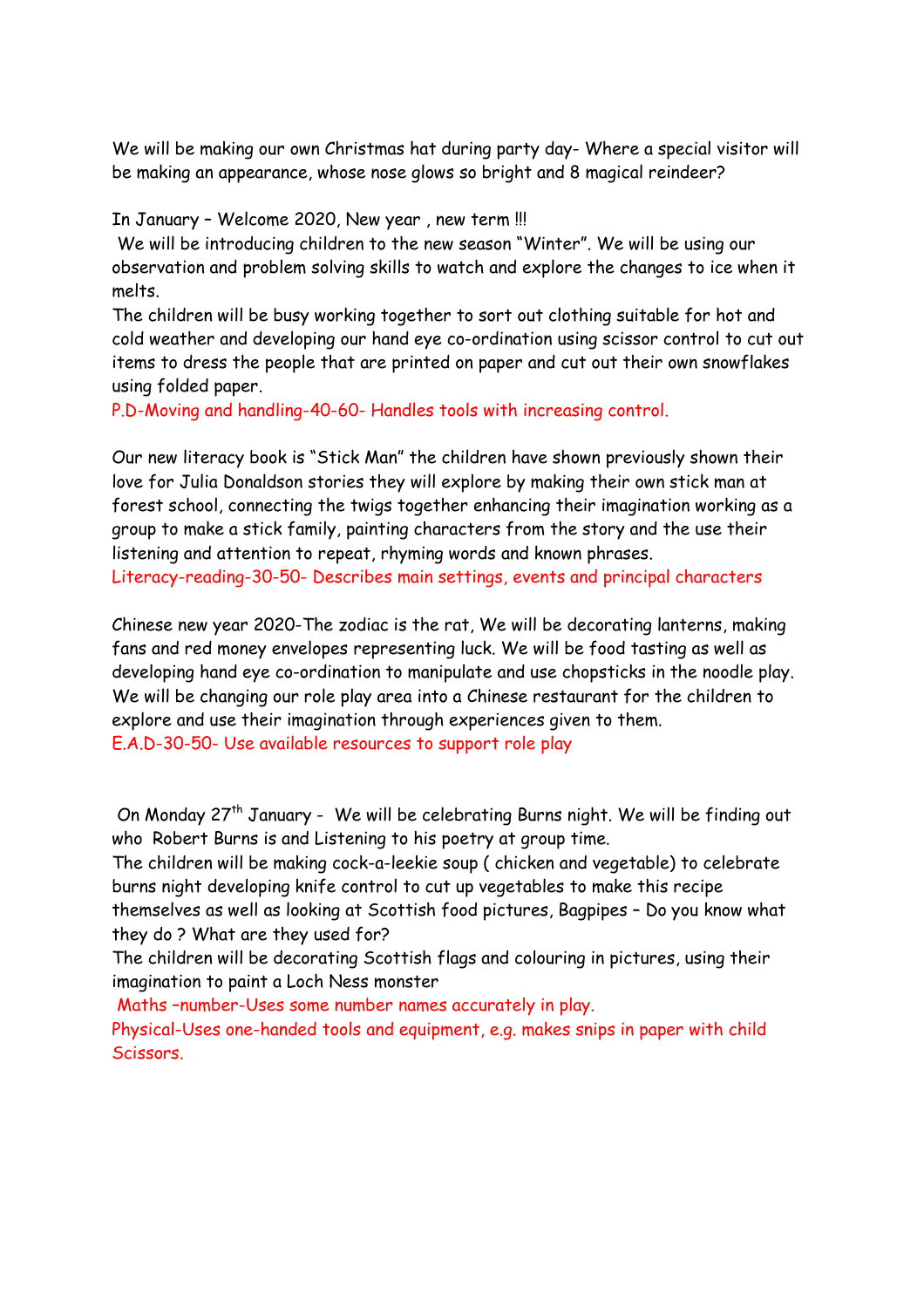We will be making our own Christmas hat during party day- Where a special visitor will be making an appearance, whose nose glows so bright and 8 magical reindeer?

In January – Welcome 2020, New year , new term !!!

We will be introducing children to the new season "Winter". We will be using our observation and problem solving skills to watch and explore the changes to ice when it melts.

The children will be busy working together to sort out clothing suitable for hot and cold weather and developing our hand eye co-ordination using scissor control to cut out items to dress the people that are printed on paper and cut out their own snowflakes using folded paper.

P.D-Moving and handling-40-60- Handles tools with increasing control.

Our new literacy book is "Stick Man" the children have shown previously shown their love for Julia Donaldson stories they will explore by making their own stick man at forest school, connecting the twigs together enhancing their imagination working as a group to make a stick family, painting characters from the story and the use their listening and attention to repeat, rhyming words and known phrases.

Literacy-reading-30-50- Describes main settings, events and principal characters

Chinese new year 2020-The zodiac is the rat, We will be decorating lanterns, making fans and red money envelopes representing luck. We will be food tasting as well as developing hand eye co-ordination to manipulate and use chopsticks in the noodle play. We will be changing our role play area into a Chinese restaurant for the children to explore and use their imagination through experiences given to them.

E.A.D-30-50- Use available resources to support role play

On Monday 27th January - We will be celebrating Burns night. We will be finding out who Robert Burns is and Listening to his poetry at group time.

The children will be making cock-a-leekie soup ( chicken and vegetable) to celebrate burns night developing knife control to cut up vegetables to make this recipe themselves as well as looking at Scottish food pictures, Bagpipes – Do you know what they do ? What are they used for?

The children will be decorating Scottish flags and colouring in pictures, using their imagination to paint a Loch Ness monster

Maths –number-Uses some number names accurately in play.

Physical-Uses one-handed tools and equipment, e.g. makes snips in paper with child Scissors.